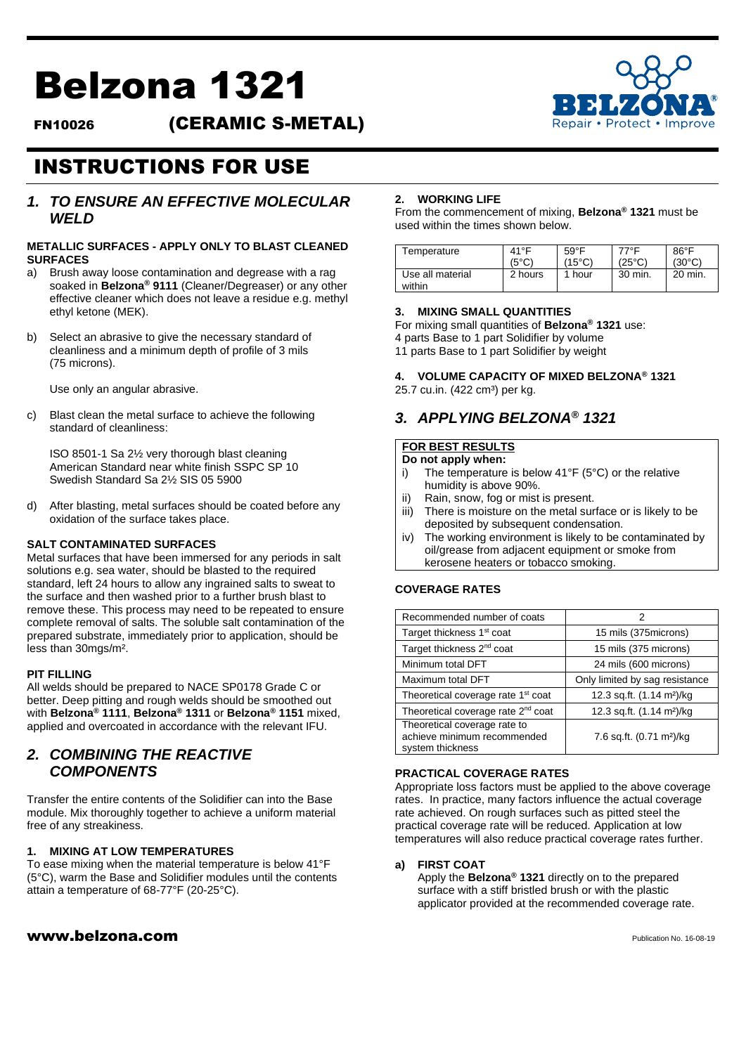# Belzona 1321

**FN10026** **(CERAMIC S-METAL)**

# INSTRUCTIONS FOR USE

## *1. TO ENSURE AN EFFECTIVE MOLECULAR WELD*

### METALLIC SURFACES - APPLY ONLY TO BLAST CLEANED SURFACES

a) Brush away loose contamination and degrease with a rag soaked in **Belzona® 9111** (Cleaner/Degreaser) or any other effective cleaner which does not leave a residue e.g. methyl ethyl ketone (MEK).

b) Select an abrasive to give the necessary standard of cleanliness and a minimum depth of profile of 3 mils (75 microns).

   Use only an angular abrasive.

c) Blast clean the metal surface to achieve the following standard of cleanliness:

   ISO 8501-1 Sa 2½ very thorough blast cleaning
   American Standard near white finish SSPC SP 10
   Swedish Standard Sa 2½ SIS 05 5900

d) After blasting, metal surfaces should be coated before any oxidation of the surface takes place.

### SALT CONTAMINATED SURFACES

Metal surfaces that have been immersed for any periods in salt solutions e.g. sea water, should be blasted to the required standard, left 24 hours to allow any ingrained salts to sweat to the surface and then washed prior to a further brush blast to remove these. This process may need to be repeated to ensure complete removal of salts. The soluble salt contamination of the prepared substrate, immediately prior to application, should be less than 30mgs/m².

### PIT FILLING

All welds should be prepared to NACE SP0178 Grade C or better. Deep pitting and rough welds should be smoothed out with **Belzona® 1111**, **Belzona® 1311** or **Belzona® 1151** mixed, applied and overcoated in accordance with the relevant IFU.

## *2. COMBINING THE REACTIVE COMPONENTS*

Transfer the entire contents of the Solidifier can into the Base module. Mix thoroughly together to achieve a uniform material free of any streakiness.

### 1. MIXING AT LOW TEMPERATURES

To ease mixing when the material temperature is below 41°F (5°C), warm the Base and Solidifier modules until the contents attain a temperature of 68-77°F (20-25°C).

### 2. WORKING LIFE

From the commencement of mixing, **Belzona® 1321** must be used within the times shown below.

| Temperature | 41°F (5°C) | 59°F (15°C) | 77°F (25°C) | 86°F (30°C) |
|---|---|---|---|---|
| Use all material within | 2 hours | 1 hour | 30 min. | 20 min. |

### 3. MIXING SMALL QUANTITIES

For mixing small quantities of **Belzona® 1321** use:
4 parts Base to 1 part Solidifier by volume
11 parts Base to 1 part Solidifier by weight

### 4. VOLUME CAPACITY OF MIXED BELZONA® 1321

25.7 cu.in. (422 cm³) per kg.

## *3. APPLYING BELZONA® 1321*

**FOR BEST RESULTS**

**Do not apply when:**

i) The temperature is below 41°F (5°C) or the relative humidity is above 90%.
ii) Rain, snow, fog or mist is present.
iii) There is moisture on the metal surface or is likely to be deposited by subsequent condensation.
iv) The working environment is likely to be contaminated by oil/grease from adjacent equipment or smoke from kerosene heaters or tobacco smoking.

### COVERAGE RATES

| Recommended number of coats | 2 |
|---|---|
| Target thickness 1st coat | 15 mils (375microns) |
| Target thickness 2nd coat | 15 mils (375 microns) |
| Minimum total DFT | 24 mils (600 microns) |
| Maximum total DFT | Only limited by sag resistance |
| Theoretical coverage rate 1st coat | 12.3 sq.ft. (1.14 m²)/kg |
| Theoretical coverage rate 2nd coat | 12.3 sq.ft. (1.14 m²)/kg |
| Theoretical coverage rate to achieve minimum recommended system thickness | 7.6 sq.ft. (0.71 m²)/kg |

### PRACTICAL COVERAGE RATES

Appropriate loss factors must be applied to the above coverage rates. In practice, many factors influence the actual coverage rate achieved. On rough surfaces such as pitted steel the practical coverage rate will be reduced. Application at low temperatures will also reduce practical coverage rates further.

**a) FIRST COAT**

Apply the **Belzona® 1321** directly on to the prepared surface with a stiff bristled brush or with the plastic applicator provided at the recommended coverage rate.

www.belzona.com

Publication No. 16-08-19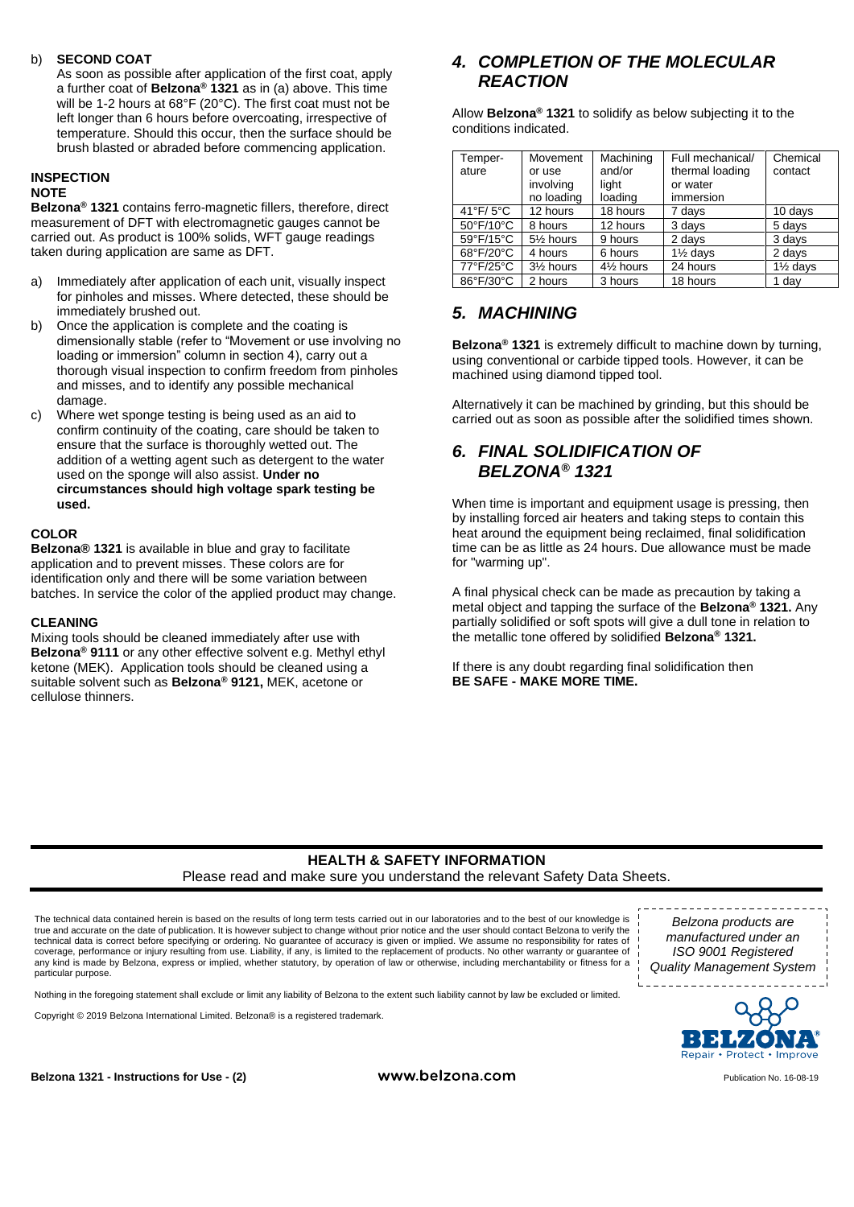b) **SECOND COAT**

As soon as possible after application of the first coat, apply a further coat of **Belzona® 1321** as in (a) above. This time will be 1-2 hours at 68°F (20°C). The first coat must not be left longer than 6 hours before overcoating, irrespective of temperature. Should this occur, then the surface should be brush blasted or abraded before commencing application.

**INSPECTION**

**NOTE**

**Belzona® 1321** contains ferro-magnetic fillers, therefore, direct measurement of DFT with electromagnetic gauges cannot be carried out. As product is 100% solids, WFT gauge readings taken during application are same as DFT.

a) Immediately after application of each unit, visually inspect for pinholes and misses. Where detected, these should be immediately brushed out.

b) Once the application is complete and the coating is dimensionally stable (refer to "Movement or use involving no loading or immersion" column in section 4), carry out a thorough visual inspection to confirm freedom from pinholes and misses, and to identify any possible mechanical damage.

c) Where wet sponge testing is being used as an aid to confirm continuity of the coating, care should be taken to ensure that the surface is thoroughly wetted out. The addition of a wetting agent such as detergent to the water used on the sponge will also assist. **Under no circumstances should high voltage spark testing be used.**

**COLOR**

**Belzona® 1321** is available in blue and gray to facilitate application and to prevent misses. These colors are for identification only and there will be some variation between batches. In service the color of the applied product may change.

**CLEANING**

Mixing tools should be cleaned immediately after use with **Belzona® 9111** or any other effective solvent e.g. Methyl ethyl ketone (MEK). Application tools should be cleaned using a suitable solvent such as **Belzona® 9121,** MEK, acetone or cellulose thinners.

## *4. COMPLETION OF THE MOLECULAR REACTION*

Allow **Belzona® 1321** to solidify as below subjecting it to the conditions indicated.

| Temper-ature | Movement or use involving no loading | Machining and/or light loading | Full mechanical/ thermal loading or water immersion | Chemical contact |
|---|---|---|---|---|
| 41°F/ 5°C | 12 hours | 18 hours | 7 days | 10 days |
| 50°F/10°C | 8 hours | 12 hours | 3 days | 5 days |
| 59°F/15°C | 5½ hours | 9 hours | 2 days | 3 days |
| 68°F/20°C | 4 hours | 6 hours | 1½ days | 2 days |
| 77°F/25°C | 3½ hours | 4½ hours | 24 hours | 1½ days |
| 86°F/30°C | 2 hours | 3 hours | 18 hours | 1 day |

## *5. MACHINING*

**Belzona® 1321** is extremely difficult to machine down by turning, using conventional or carbide tipped tools. However, it can be machined using diamond tipped tool.

Alternatively it can be machined by grinding, but this should be carried out as soon as possible after the solidified times shown.

## *6. FINAL SOLIDIFICATION OF BELZONA® 1321*

When time is important and equipment usage is pressing, then by installing forced air heaters and taking steps to contain this heat around the equipment being reclaimed, final solidification time can be as little as 24 hours. Due allowance must be made for "warming up".

A final physical check can be made as precaution by taking a metal object and tapping the surface of the **Belzona® 1321.** Any partially solidified or soft spots will give a dull tone in relation to the metallic tone offered by solidified **Belzona® 1321.**

If there is any doubt regarding final solidification then **BE SAFE - MAKE MORE TIME.**

**HEALTH & SAFETY INFORMATION**

Please read and make sure you understand the relevant Safety Data Sheets.

The technical data contained herein is based on the results of long term tests carried out in our laboratories and to the best of our knowledge is true and accurate on the date of publication. It is however subject to change without prior notice and the user should contact Belzona to verify the technical data is correct before specifying or ordering. No guarantee of accuracy is given or implied. We assume no responsibility for rates of coverage, performance or injury resulting from use. Liability, if any, is limited to the replacement of products. No other warranty or guarantee of any kind is made by Belzona, express or implied, whether statutory, by operation of law or otherwise, including merchantability or fitness for a particular purpose.

Nothing in the foregoing statement shall exclude or limit any liability of Belzona to the extent such liability cannot by law be excluded or limited.

Copyright © 2019 Belzona International Limited. Belzona® is a registered trademark.

*Belzona products are manufactured under an ISO 9001 Registered Quality Management System*

BELZONA® Repair • Protect • Improve

Belzona 1321 - Instructions for Use - (2) www.belzona.com Publication No. 16-08-19